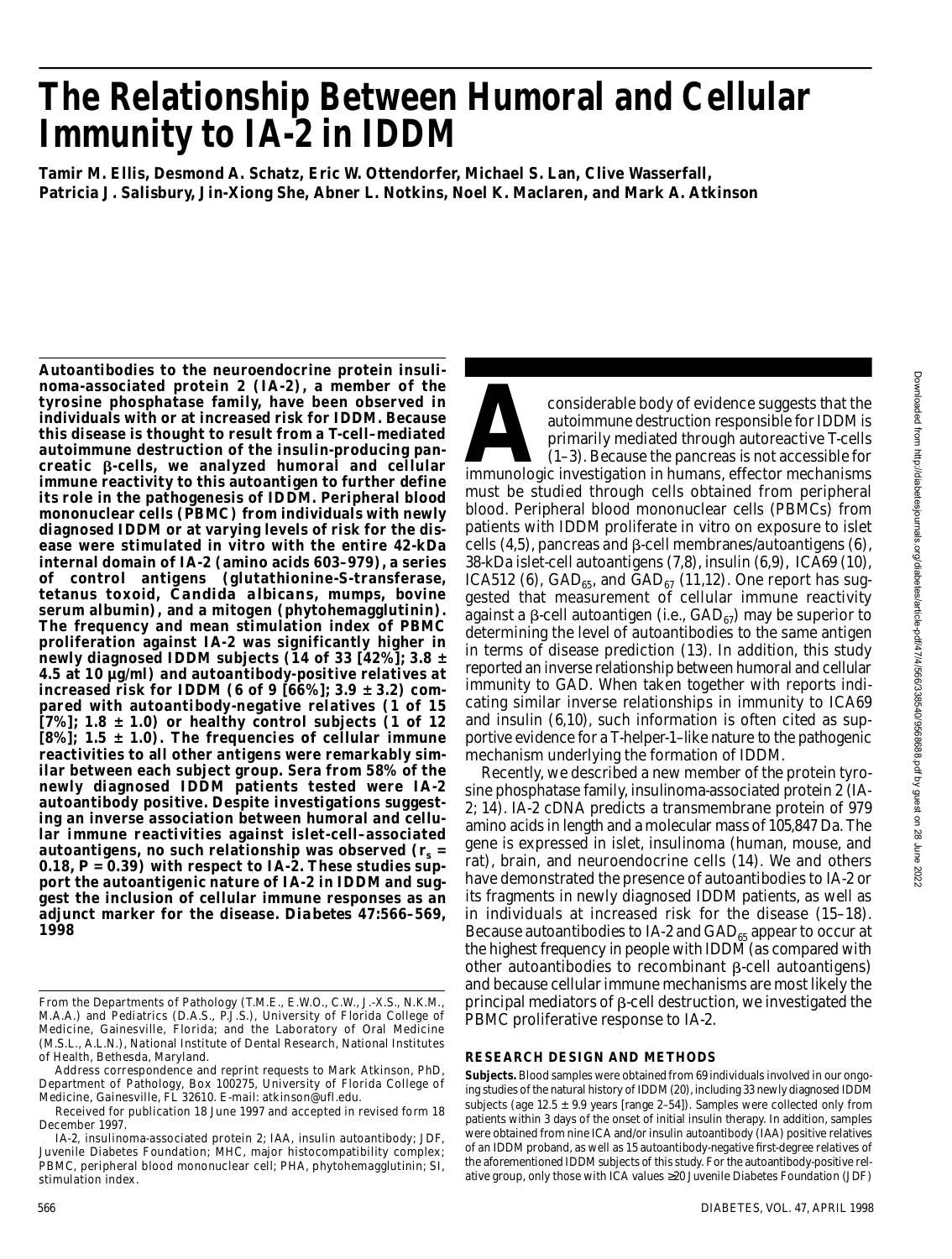# The Relationship Between Humoral and Cellular Immunity to IA-2 in IDDM

**Tamir M. Ellis, Desmond A. Schatz, Eric W. Ottendorfer, Michael S. Lan, Clive Wasserfall, Patricia J. Salisbury, Jin-Xiong She, Abner L. Notkins, Noel K. Maclaren, and Mark A. Atkinson**

**Autoantibodies to the neuroendocrine protein insulinoma-associated protein 2 (IA-2), a member of the tyrosine phosphatase family, have been observed in individuals with or at increased risk for IDDM. Because this disease is thought to result from a T-cell–mediated autoimmune destruction of the insulin-producing pancreatic β-cells, we analyzed humoral and cellular immune reactivity to this autoantigen to further define its role in the pathogenesis of IDDM. Peripheral blood mononuclear cells (PBMC) from individuals with newly diagnosed IDDM or at varying levels of risk for the disease were stimulated in vitro with the entire 42-kDa internal domain of IA-2 (amino acids 603–979), a series of control antigens (glutathionine-S-transferase, tetanus toxoid, *Candida albicans*, mumps, bovine serum albumin), and a mitogen (phytohemagglutinin). The frequency and mean stimulation index of PBMC proliferation against IA-2 was significantly higher in newly diagnosed IDDM subjects (14 of 33 [42%]; 3.8 ± 4.5 at 10 µg/ml) and autoantibody-positive relatives at increased risk for IDDM (6 of 9 [66%]; 3.9 ± 3.2) compared with autoantibody-negative relatives (1 of 15 [7%]; 1.8 ± 1.0) or healthy control subjects (1 of 12 [8%]; 1.5 ± 1.0). The frequencies of cellular immune reactivities to all other antigens were remarkably similar between each subject group. Sera from 58% of the newly diagnosed IDDM patients tested were IA-2 autoantibody positive. Despite investigations suggesting an inverse association between humoral and cellular immune reactivities against islet-cell–associated autoantigens, no such relationship was observed ($r_s$ = 0.18, $P$ = 0.39) with respect to IA-2. These studies support the autoantigenic nature of IA-2 in IDDM and suggest the inclusion of cellular immune responses as an adjunct marker for the disease. *Diabetes* 47:566–569, 1998**

A considerable body of evidence suggests that the autoimmune destruction responsible for IDDM is primarily mediated through autoreactive T-cells (1–3). Because the pancreas is not accessible for immunologic investigation in humans, effector mechanisms must be studied through cells obtained from peripheral blood. Peripheral blood mononuclear cells (PBMCs) from patients with IDDM proliferate in vitro on exposure to islet cells (4,5), pancreas and β-cell membranes/autoantigens (6), 38-kDa islet-cell autoantigens (7,8), insulin (6,9), ICA69 (10), ICA512 (6), $GAD_{65}$, and $GAD_{67}$ (11,12). One report has suggested that measurement of cellular immune reactivity against a β-cell autoantigen (i.e., $GAD_{67}$) may be superior to determining the level of autoantibodies to the same antigen in terms of disease prediction (13). In addition, this study reported an inverse relationship between humoral and cellular immunity to GAD. When taken together with reports indicating similar inverse relationships in immunity to ICA69 and insulin (6,10), such information is often cited as supportive evidence for a T-helper-1–like nature to the pathogenic mechanism underlying the formation of IDDM.

Recently, we described a new member of the protein tyrosine phosphatase family, insulinoma-associated protein 2 (IA-2; 14). IA-2 cDNA predicts a transmembrane protein of 979 amino acids in length and a molecular mass of 105,847 Da. The gene is expressed in islet, insulinoma (human, mouse, and rat), brain, and neuroendocrine cells (14). We and others have demonstrated the presence of autoantibodies to IA-2 or its fragments in newly diagnosed IDDM patients, as well as in individuals at increased risk for the disease (15–18). Because autoantibodies to IA-2 and $GAD_{65}$ appear to occur at the highest frequency in people with IDDM (as compared with other autoantibodies to recombinant β-cell autoantigens) and because cellular immune mechanisms are most likely the principal mediators of β-cell destruction, we investigated the PBMC proliferative response to IA-2.

## RESEARCH DESIGN AND METHODS

**Subjects.** Blood samples were obtained from 69 individuals involved in our ongoing studies of the natural history of IDDM (20), including 33 newly diagnosed IDDM subjects (age 12.5 ± 9.9 years [range 2–54]). Samples were collected only from patients within 3 days of the onset of initial insulin therapy. In addition, samples were obtained from nine ICA and/or insulin autoantibody (IAA) positive relatives of an IDDM proband, as well as 15 autoantibody-negative first-degree relatives of the aforementioned IDDM subjects of this study. For the autoantibody-positive relative group, only those with ICA values ≥20 Juvenile Diabetes Foundation (JDF)

From the Departments of Pathology (T.M.E., E.W.O., C.W., J.-X.S., N.K.M., M.A.A.) and Pediatrics (D.A.S., P.J.S.), University of Florida College of Medicine, Gainesville, Florida; and the Laboratory of Oral Medicine (M.S.L., A.L.N.), National Institute of Dental Research, National Institutes of Health, Bethesda, Maryland.

Address correspondence and reprint requests to Mark Atkinson, PhD, Department of Pathology, Box 100275, University of Florida College of Medicine, Gainesville, FL 32610. E-mail: atkinson@ufl.edu.

Received for publication 18 June 1997 and accepted in revised form 18 December 1997.

IA-2, insulinoma-associated protein 2; IAA, insulin autoantibody; JDF, Juvenile Diabetes Foundation; MHC, major histocompatibility complex; PBMC, peripheral blood mononuclear cell; PHA, phytohemagglutinin; SI, stimulation index.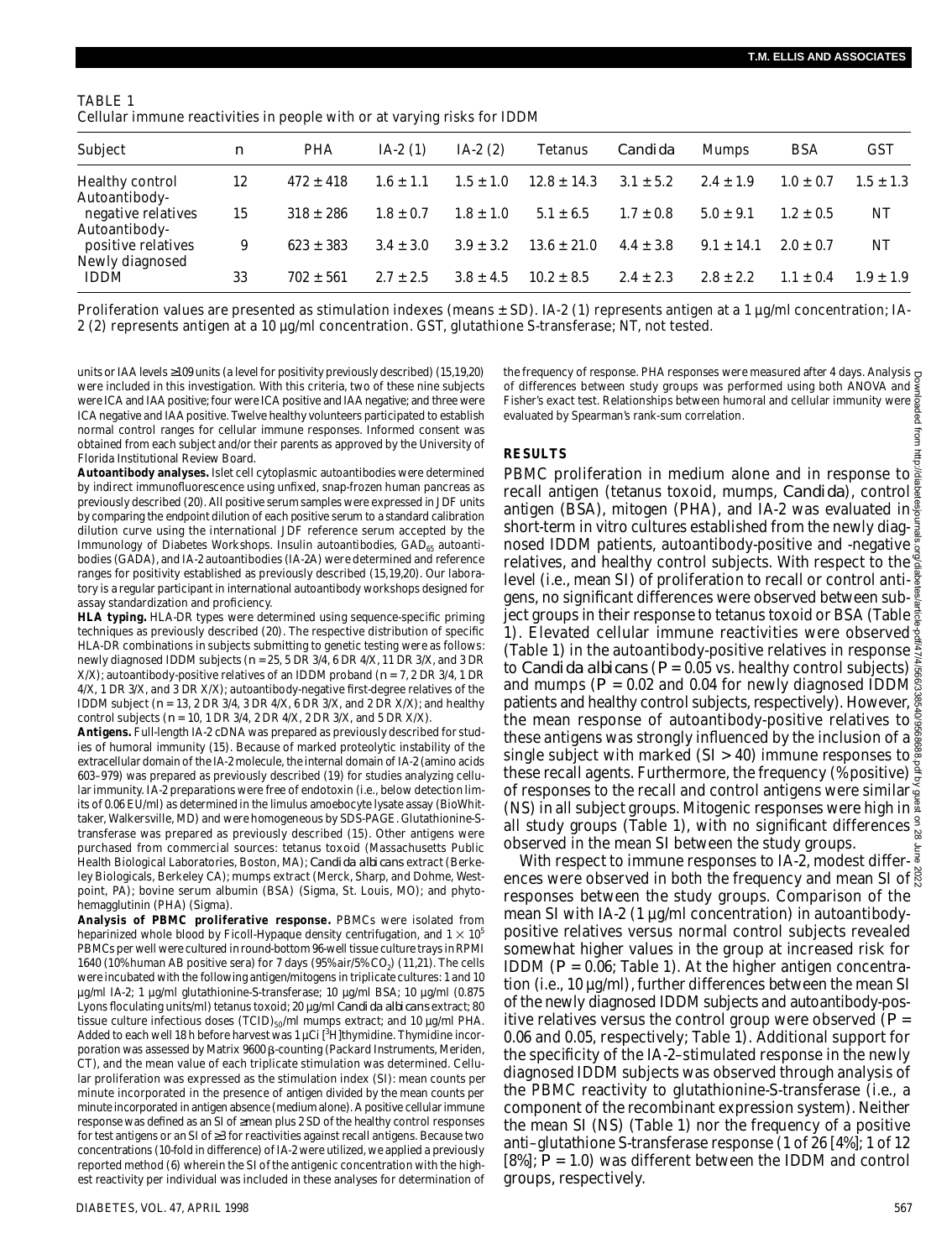TABLE 1
Cellular immune reactivities in people with or at varying risks for IDDM

| Subject | n | PHA | IA-2 (1) | IA-2 (2) | Tetanus | *Candida* | Mumps | BSA | GST |
|---|---|---|---|---|---|---|---|---|---|
| Healthy control | 12 | 472 ± 418 | 1.6 ± 1.1 | 1.5 ± 1.0 | 12.8 ± 14.3 | 3.1 ± 5.2 | 2.4 ± 1.9 | 1.0 ± 0.7 | 1.5 ± 1.3 |
| Autoantibody-negative relatives | 15 | 318 ± 286 | 1.8 ± 0.7 | 1.8 ± 1.0 | 5.1 ± 6.5 | 1.7 ± 0.8 | 5.0 ± 9.1 | 1.2 ± 0.5 | NT |
| Autoantibody-positive relatives | 9 | 623 ± 383 | 3.4 ± 3.0 | 3.9 ± 3.2 | 13.6 ± 21.0 | 4.4 ± 3.8 | 9.1 ± 14.1 | 2.0 ± 0.7 | NT |
| Newly diagnosed IDDM | 33 | 702 ± 561 | 2.7 ± 2.5 | 3.8 ± 4.5 | 10.2 ± 8.5 | 2.4 ± 2.3 | 2.8 ± 2.2 | 1.1 ± 0.4 | 1.9 ± 1.9 |

Proliferation values are presented as stimulation indexes (means ± SD). IA-2 (1) represents antigen at a 1 µg/ml concentration; IA-2 (2) represents antigen at a 10 µg/ml concentration. GST, glutathione S-transferase; NT, not tested.

units or IAA levels ≥109 units (a level for positivity previously described) (15,19,20) were included in this investigation. With this criteria, two of these nine subjects were ICA and IAA positive; four were ICA positive and IAA negative; and three were ICA negative and IAA positive. Twelve healthy volunteers participated to establish normal control ranges for cellular immune responses. Informed consent was obtained from each subject and/or their parents as approved by the University of Florida Institutional Review Board.

**Autoantibody analyses.** Islet cell cytoplasmic autoantibodies were determined by indirect immunofluorescence using unfixed, snap-frozen human pancreas as previously described (20). All positive serum samples were expressed in JDF units by comparing the endpoint dilution of each positive serum to a standard calibration dilution curve using the international JDF reference serum accepted by the Immunology of Diabetes Workshops. Insulin autoantibodies, $GAD_{65}$ autoantibodies (GADA), and IA-2 autoantibodies (IA-2A) were determined and reference ranges for positivity established as previously described (15,19,20). Our laboratory is a regular participant in international autoantibody workshops designed for assay standardization and proficiency.

**HLA typing.** HLA-DR types were determined using sequence-specific priming techniques as previously described (20). The respective distribution of specific HLA-DR combinations in subjects submitting to genetic testing were as follows: newly diagnosed IDDM subjects (*n* = 25, 5 DR 3/4, 6 DR 4/X, 11 DR 3/X, and 3 DR X/X); autoantibody-positive relatives of an IDDM proband (*n* = 7, 2 DR 3/4, 1 DR 4/X, 1 DR 3/X, and 3 DR X/X); autoantibody-negative first-degree relatives of the IDDM subject (*n* = 13, 2 DR 3/4, 3 DR 4/X, 6 DR 3/X, and 2 DR X/X); and healthy control subjects (*n* = 10, 1 DR 3/4, 2 DR 4/X, 2 DR 3/X, and 5 DR X/X).

**Antigens.** Full-length IA-2 cDNA was prepared as previously described for studies of humoral immunity (15). Because of marked proteolytic instability of the extracellular domain of the IA-2 molecule, the internal domain of IA-2 (amino acids 603–979) was prepared as previously described (19) for studies analyzing cellular immunity. IA-2 preparations were free of endotoxin (i.e., below detection limits of 0.06 EU/ml) as determined in the limulus amoebocyte lysate assay (BioWhittaker, Walkersville, MD) and were homogeneous by SDS-PAGE. Glutathione-S-transferase was prepared as previously described (15). Other antigens were purchased from commercial sources: tetanus toxoid (Massachusetts Public Health Biological Laboratories, Boston, MA); *Candida albicans* extract (Berkeley Biologicals, Berkeley CA); mumps extract (Merck, Sharp, and Dohme, Westpoint, PA); bovine serum albumin (BSA) (Sigma, St. Louis, MO); and phytohemagglutinin (PHA) (Sigma).

**Analysis of PBMC proliferative response.** PBMCs were isolated from heparinized whole blood by Ficoll-Hypaque density centrifugation, and $1 \times 10^5$ PBMCs per well were cultured in round-bottom 96-well tissue culture trays in RPMI 1640 (10% human AB positive sera) for 7 days (95% air/5% $CO_2$) (11,21). The cells were incubated with the following antigen/mitogens in triplicate cultures: 1 and 10 µg/ml IA-2; 1 µg/ml glutathionine-S-transferase; 10 µg/ml BSA; 10 µg/ml (0.875 Lyons floculating units/ml) tetanus toxoid; 20 µg/ml *Candida albicans* extract; 80 tissue culture infectious doses $(TCID)_{50}$/ml mumps extract; and 10 µg/ml PHA. Added to each well 18 h before harvest was 1 µCi [$^3$H]thymidine. Thymidine incorporation was assessed by Matrix 9600 β-counting (Packard Instruments, Meriden, CT), and the mean value of each triplicate stimulation was determined. Cellular proliferation was expressed as the stimulation index (SI): mean counts per minute incorporated in the presence of antigen divided by the mean counts per minute incorporated in antigen absence (medium alone). A positive cellular immune response was defined as an SI of ≥mean plus 2 SD of the healthy control responses for test antigens or an SI of ≥3 for reactivities against recall antigens. Because two concentrations (10-fold in difference) of IA-2 were utilized, we applied a previously reported method (6) wherein the SI of the antigenic concentration with the highest reactivity per individual was included in these analyses for determination of the frequency of response. PHA responses were measured after 4 days. Analysis of differences between study groups was performed using both ANOVA and Fisher's exact test. Relationships between humoral and cellular immunity were evaluated by Spearman's rank-sum correlation.

## RESULTS

PBMC proliferation in medium alone and in response to recall antigen (tetanus toxoid, mumps, *Candida*), control antigen (BSA), mitogen (PHA), and IA-2 was evaluated in short-term in vitro cultures established from the newly diagnosed IDDM patients, autoantibody-positive and -negative relatives, and healthy control subjects. With respect to the level (i.e., mean SI) of proliferation to recall or control antigens, no significant differences were observed between subject groups in their response to tetanus toxoid or BSA (Table 1). Elevated cellular immune reactivities were observed (Table 1) in the autoantibody-positive relatives in response to *Candida albicans* ($P = 0.05$ vs. healthy control subjects) and mumps ($P = 0.02$ and 0.04 for newly diagnosed IDDM patients and healthy control subjects, respectively). However, the mean response of autoantibody-positive relatives to these antigens was strongly influenced by the inclusion of a single subject with marked (SI > 40) immune responses to these recall agents. Furthermore, the frequency (% positive) of responses to the recall and control antigens were similar (NS) in all subject groups. Mitogenic responses were high in all study groups (Table 1), with no significant differences observed in the mean SI between the study groups.

With respect to immune responses to IA-2, modest differences were observed in both the frequency and mean SI of responses between the study groups. Comparison of the mean SI with IA-2 (1 µg/ml concentration) in autoantibody-positive relatives versus normal control subjects revealed somewhat higher values in the group at increased risk for IDDM ($P = 0.06$; Table 1). At the higher antigen concentration (i.e., 10 µg/ml), further differences between the mean SI of the newly diagnosed IDDM subjects and autoantibody-positive relatives versus the control group were observed ($P =$ 0.06 and 0.05, respectively; Table 1). Additional support for the specificity of the IA-2–stimulated response in the newly diagnosed IDDM subjects was observed through analysis of the PBMC reactivity to glutathionine-S-transferase (i.e., a component of the recombinant expression system). Neither the mean SI (NS) (Table 1) nor the frequency of a positive anti–glutathione S-transferase response (1 of 26 [4%]; 1 of 12 [8%]; $P = 1.0$) was different between the IDDM and control groups, respectively.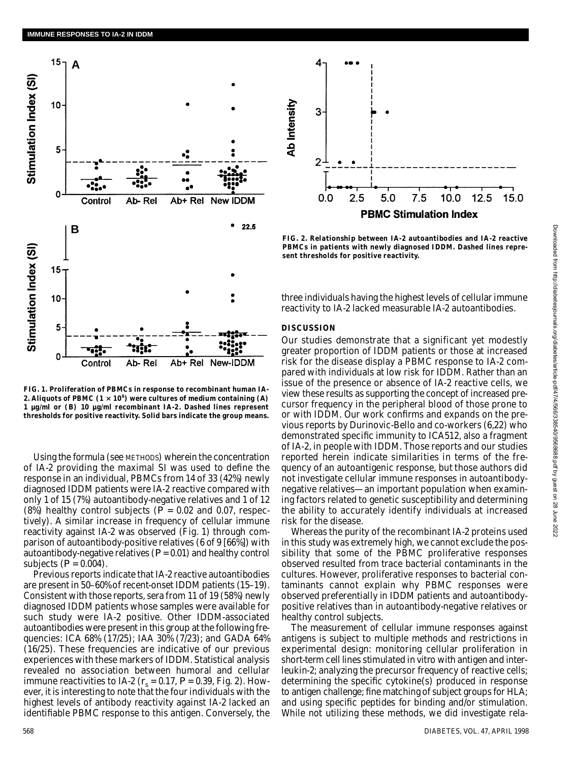FIG. 1. Proliferation of PBMCs in response to recombinant human IA-2. Aliquots of PBMC ($1 \times 10^6$) were cultures of medium containing (A) 1 µg/ml or (B) 10 µg/ml recombinant IA-2. Dashed lines represent thresholds for positive reactivity. Solid bars indicate the group means.

FIG. 2. Relationship between IA-2 autoantibodies and IA-2 reactive PBMCs in patients with newly diagnosed IDDM. Dashed lines represent thresholds for positive reactivity.

Using the formula (see METHODS) wherein the concentration of IA-2 providing the maximal SI was used to define the response in an individual, PBMCs from 14 of 33 (42%) newly diagnosed IDDM patients were IA-2 reactive compared with only 1 of 15 (7%) autoantibody-negative relatives and 1 of 12 (8%) healthy control subjects ($P = 0.02$ and $0.07$, respectively). A similar increase in frequency of cellular immune reactivity against IA-2 was observed (Fig. 1) through comparison of autoantibody-positive relatives (6 of 9 [66%]) with autoantibody-negative relatives ($P = 0.01$) and healthy control subjects ($P = 0.004$).

Previous reports indicate that IA-2 reactive autoantibodies are present in 50–60% of recent-onset IDDM patients (15–19). Consistent with those reports, sera from 11 of 19 (58%) newly diagnosed IDDM patients whose samples were available for such study were IA-2 positive. Other IDDM-associated autoantibodies were present in this group at the following frequencies: ICA 68% (17/25); IAA 30% (7/23); and GADA 64% (16/25). These frequencies are indicative of our previous experiences with these markers of IDDM. Statistical analysis revealed no association between humoral and cellular immune reactivities to IA-2 ($r_s = 0.17$, $P = 0.39$, Fig. 2). However, it is interesting to note that the four individuals with the highest levels of antibody reactivity against IA-2 lacked an identifiable PBMC response to this antigen. Conversely, the three individuals having the highest levels of cellular immune reactivity to IA-2 lacked measurable IA-2 autoantibodies.

## DISCUSSION

Our studies demonstrate that a significant yet modestly greater proportion of IDDM patients or those at increased risk for the disease display a PBMC response to IA-2 compared with individuals at low risk for IDDM. Rather than an issue of the presence or absence of IA-2 reactive cells, we view these results as supporting the concept of increased precursor frequency in the peripheral blood of those prone to or with IDDM. Our work confirms and expands on the previous reports by Durinovic-Bello and co-workers (6,22) who demonstrated specific immunity to ICA512, also a fragment of IA-2, in people with IDDM. Those reports and our studies reported herein indicate similarities in terms of the frequency of an autoantigenic response, but those authors did not investigate cellular immune responses in autoantibody-negative relatives—an important population when examining factors related to genetic susceptibility and determining the ability to accurately identify individuals at increased risk for the disease.

Whereas the purity of the recombinant IA-2 proteins used in this study was extremely high, we cannot exclude the possibility that some of the PBMC proliferative responses observed resulted from trace bacterial contaminants in the cultures. However, proliferative responses to bacterial contaminants cannot explain why PBMC responses were observed preferentially in IDDM patients and autoantibody-positive relatives than in autoantibody-negative relatives or healthy control subjects.

The measurement of cellular immune responses against antigens is subject to multiple methods and restrictions in experimental design: monitoring cellular proliferation in short-term cell lines stimulated in vitro with antigen and interleukin-2; analyzing the precursor frequency of reactive cells; determining the specific cytokine(s) produced in response to antigen challenge; fine matching of subject groups for HLA; and using specific peptides for binding and/or stimulation. While not utilizing these methods, we did investigate rela-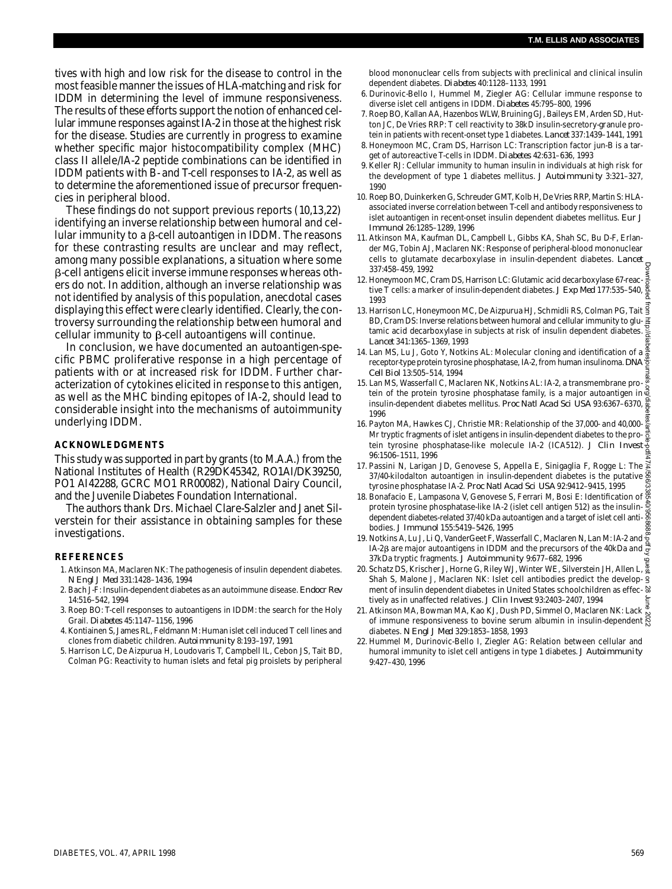tives with high and low risk for the disease to control in the most feasible manner the issues of HLA-matching and risk for IDDM in determining the level of immune responsiveness. The results of these efforts support the notion of enhanced cellular immune responses against IA-2 in those at the highest risk for the disease. Studies are currently in progress to examine whether specific major histocompatibility complex (MHC) class II allele/IA-2 peptide combinations can be identified in IDDM patients with B- and T-cell responses to IA-2, as well as to determine the aforementioned issue of precursor frequencies in peripheral blood.

These findings do not support previous reports (10,13,22) identifying an inverse relationship between humoral and cellular immunity to a β-cell autoantigen in IDDM. The reasons for these contrasting results are unclear and may reflect, among many possible explanations, a situation where some β-cell antigens elicit inverse immune responses whereas others do not. In addition, although an inverse relationship was not identified by analysis of this population, anecdotal cases displaying this effect were clearly identified. Clearly, the controversy surrounding the relationship between humoral and cellular immunity to β-cell autoantigens will continue.

In conclusion, we have documented an autoantigen-specific PBMC proliferative response in a high percentage of patients with or at increased risk for IDDM. Further characterization of cytokines elicited in response to this antigen, as well as the MHC binding epitopes of IA-2, should lead to considerable insight into the mechanisms of autoimmunity underlying IDDM.

## ACKNOWLEDGMENTS

This study was supported in part by grants (to M.A.A.) from the National Institutes of Health (R29DK45342, RO1AI/DK39250, PO1 AI42288, GCRC MO1 RR00082), National Dairy Council, and the Juvenile Diabetes Foundation International.

The authors thank Drs. Michael Clare-Salzler and Janet Silverstein for their assistance in obtaining samples for these investigations.

## REFERENCES

1. Atkinson MA, Maclaren NK: The pathogenesis of insulin dependent diabetes. *N Engl J Med* 331:1428–1436, 1994
2. Bach J-F: Insulin-dependent diabetes as an autoimmune disease. *Endocr Rev* 14:516–542, 1994
3. Roep BO: T-cell responses to autoantigens in IDDM: the search for the Holy Grail. *Diabetes* 45:1147–1156, 1996
4. Kontiainen S, James RL, Feldmann M: Human islet cell induced T cell lines and clones from diabetic children. *Autoimmunity* 8:193–197, 1991
5. Harrison LC, De Aizpurua H, Loudovaris T, Campbell IL, Cebon JS, Tait BD, Colman PG: Reactivity to human islets and fetal pig proislets by peripheral blood mononuclear cells from subjects with preclinical and clinical insulin dependent diabetes. *Diabetes* 40:1128–1133, 1991
6. Durinovic-Bello I, Hummel M, Ziegler AG: Cellular immune response to diverse islet cell antigens in IDDM. *Diabetes* 45:795–800, 1996
7. Roep BO, Kallan AA, Hazenbos WLW, Bruining GJ, Baileys EM, Arden SD, Hutton JC, De Vries RRP: T cell reactivity to 38kD insulin-secretory-granule protein in patients with recent-onset type 1 diabetes. *Lancet* 337:1439–1441, 1991
8. Honeymoon MC, Cram DS, Harrison LC: Transcription factor jun-B is a target of autoreactive T-cells in IDDM. *Diabetes* 42:631–636, 1993
9. Keller RJ: Cellular immunity to human insulin in individuals at high risk for the development of type 1 diabetes mellitus. *J Autoimmunity* 3:321–327, 1990
10. Roep BO, Duinkerken G, Schreuder GMT, Kolb H, De Vries RRP, Martin S: HLA-associated inverse correlation between T-cell and antibody responsiveness to islet autoantigen in recent-onset insulin dependent diabetes mellitus. *Eur J Immunol* 26:1285–1289, 1996
11. Atkinson MA, Kaufman DL, Campbell L, Gibbs KA, Shah SC, Bu D-F, Erlander MG, Tobin AJ, Maclaren NK: Response of peripheral-blood mononuclear cells to glutamate decarboxylase in insulin-dependent diabetes. *Lancet* 337:458–459, 1992
12. Honeymoon MC, Cram DS, Harrison LC: Glutamic acid decarboxylase 67-reactive T cells: a marker of insulin-dependent diabetes. *J Exp Med* 177:535–540, 1993
13. Harrison LC, Honeymoon MC, De Aizpurua HJ, Schmidli RS, Colman PG, Tait BD, Cram DS: Inverse relations between humoral and cellular immunity to glutamic acid decarboxylase in subjects at risk of insulin dependent diabetes. *Lancet* 341:1365–1369, 1993
14. Lan MS, Lu J, Goto Y, Notkins AL: Molecular cloning and identification of a receptor-type protein tyrosine phosphatase, IA-2, from human insulinoma. *DNA Cell Biol* 13:505–514, 1994
15. Lan MS, Wasserfall C, Maclaren NK, Notkins AL: IA-2, a transmembrane protein of the protein tyrosine phosphatase family, is a major autoantigen in insulin-dependent diabetes mellitus. *Proc Natl Acad Sci USA* 93:6367–6370, 1996
16. Payton MA, Hawkes CJ, Christie MR: Relationship of the 37,000- and 40,000-Mr tryptic fragments of islet antigens in insulin-dependent diabetes to the protein tyrosine phosphatase-like molecule IA-2 (ICA512). *J Clin Invest* 96:1506–1511, 1996
17. Passini N, Larigan JD, Genovese S, Appella E, Sinigaglia F, Rogge L: The 37/40-kilodalton autoantigen in insulin-dependent diabetes is the putative tyrosine phosphatase IA-2. *Proc Natl Acad Sci USA* 92:9412–9415, 1995
18. Bonafacio E, Lampasona V, Genovese S, Ferrari M, Bosi E: Identification of protein tyrosine phosphatase-like IA-2 (islet cell antigen 512) as the insulin-dependent diabetes-related 37/40 kDa autoantigen and a target of islet cell antibodies. *J Immunol* 155:5419–5426, 1995
19. Notkins A, Lu J, Li Q, VanderGeet F, Wasserfall C, Maclaren N, Lan M: IA-2 and IA-2β are major autoantigens in IDDM and the precursors of the 40kDa and 37kDa tryptic fragments. *J Autoimmunity* 9:677–682, 1996
20. Schatz DS, Krischer J, Horne G, Riley WJ, Winter WE, Silverstein JH, Allen L, Shah S, Malone J, Maclaren NK: Islet cell antibodies predict the development of insulin dependent diabetes in United States schoolchildren as effectively as in unaffected relatives. *J Clin Invest* 93:2403–2407, 1994
21. Atkinson MA, Bowman MA, Kao KJ, Dush PD, Simmel O, Maclaren NK: Lack of immune responsiveness to bovine serum albumin in insulin-dependent diabetes. *N Engl J Med* 329:1853–1858, 1993
22. Hummel M, Durinovic-Bello I, Ziegler AG: Relation between cellular and humoral immunity to islet cell antigens in type 1 diabetes. *J Autoimmunity* 9:427–430, 1996